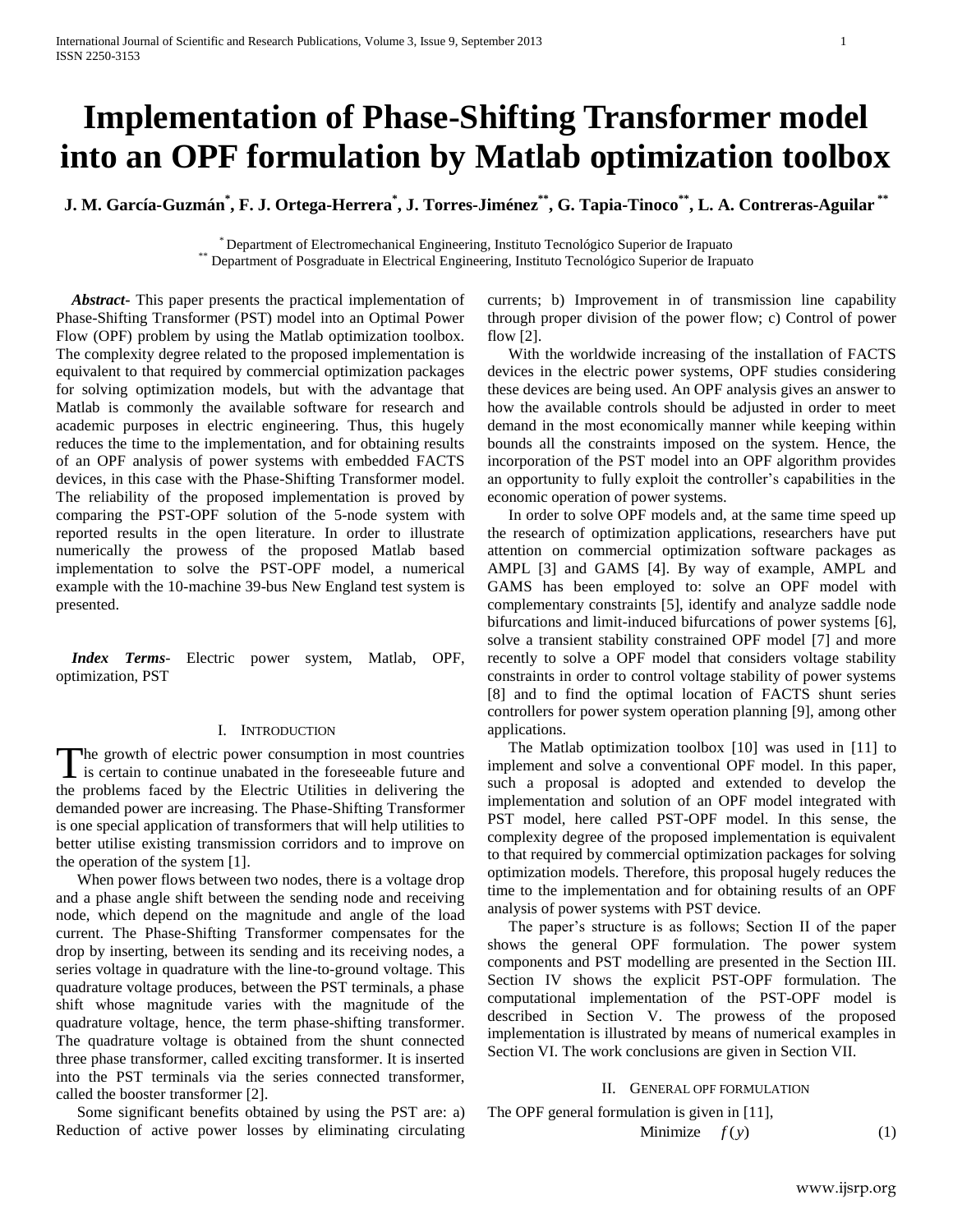# Implementation of Phase-Shifting Transformer model into an OPF formulation by Matlab optimization toolbox

**J. M. García-Guzmán[*], F. J. Ortega-Herrera[*], J. Torres-Jiménez[**], G. Tapia-Tinoco[**], L. A. Contreras-Aguilar [**]**

[*] Department of Electromechanical Engineering, Instituto Tecnológico Superior de Irapuato
[**] Department of Posgraduate in Electrical Engineering, Instituto Tecnológico Superior de Irapuato

***Abstract*-** This paper presents the practical implementation of Phase-Shifting Transformer (PST) model into an Optimal Power Flow (OPF) problem by using the Matlab optimization toolbox. The complexity degree related to the proposed implementation is equivalent to that required by commercial optimization packages for solving optimization models, but with the advantage that Matlab is commonly the available software for research and academic purposes in electric engineering. Thus, this hugely reduces the time to the implementation, and for obtaining results of an OPF analysis of power systems with embedded FACTS devices, in this case with the Phase-Shifting Transformer model. The reliability of the proposed implementation is proved by comparing the PST-OPF solution of the 5-node system with reported results in the open literature. In order to illustrate numerically the prowess of the proposed Matlab based implementation to solve the PST-OPF model, a numerical example with the 10-machine 39-bus New England test system is presented.

***Index Terms*-** Electric power system, Matlab, OPF, optimization, PST

## I. Introduction

The growth of electric power consumption in most countries is certain to continue unabated in the foreseeable future and the problems faced by the Electric Utilities in delivering the demanded power are increasing. The Phase-Shifting Transformer is one special application of transformers that will help utilities to better utilise existing transmission corridors and to improve on the operation of the system [1].

When power flows between two nodes, there is a voltage drop and a phase angle shift between the sending node and receiving node, which depend on the magnitude and angle of the load current. The Phase-Shifting Transformer compensates for the drop by inserting, between its sending and its receiving nodes, a series voltage in quadrature with the line-to-ground voltage. This quadrature voltage produces, between the PST terminals, a phase shift whose magnitude varies with the magnitude of the quadrature voltage, hence, the term phase-shifting transformer. The quadrature voltage is obtained from the shunt connected three phase transformer, called exciting transformer. It is inserted into the PST terminals via the series connected transformer, called the booster transformer [2].

Some significant benefits obtained by using the PST are: a) Reduction of active power losses by eliminating circulating currents; b) Improvement in of transmission line capability through proper division of the power flow; c) Control of power flow [2].

With the worldwide increasing of the installation of FACTS devices in the electric power systems, OPF studies considering these devices are being used. An OPF analysis gives an answer to how the available controls should be adjusted in order to meet demand in the most economically manner while keeping within bounds all the constraints imposed on the system. Hence, the incorporation of the PST model into an OPF algorithm provides an opportunity to fully exploit the controller's capabilities in the economic operation of power systems.

In order to solve OPF models and, at the same time speed up the research of optimization applications, researchers have put attention on commercial optimization software packages as AMPL [3] and GAMS [4]. By way of example, AMPL and GAMS has been employed to: solve an OPF model with complementary constraints [5], identify and analyze saddle node bifurcations and limit-induced bifurcations of power systems [6], solve a transient stability constrained OPF model [7] and more recently to solve a OPF model that considers voltage stability constraints in order to control voltage stability of power systems [8] and to find the optimal location of FACTS shunt series controllers for power system operation planning [9], among other applications.

The Matlab optimization toolbox [10] was used in [11] to implement and solve a conventional OPF model. In this paper, such a proposal is adopted and extended to develop the implementation and solution of an OPF model integrated with PST model, here called PST-OPF model. In this sense, the complexity degree of the proposed implementation is equivalent to that required by commercial optimization packages for solving optimization models. Therefore, this proposal hugely reduces the time to the implementation and for obtaining results of an OPF analysis of power systems with PST device.

The paper's structure is as follows; Section II of the paper shows the general OPF formulation. The power system components and PST modelling are presented in the Section III. Section IV shows the explicit PST-OPF formulation. The computational implementation of the PST-OPF model is described in Section V. The prowess of the proposed implementation is illustrated by means of numerical examples in Section VI. The work conclusions are given in Section VII.

## II. General OPF formulation

The OPF general formulation is given in [11],

$$\text{Minimize} \quad f(y) \tag{1}$$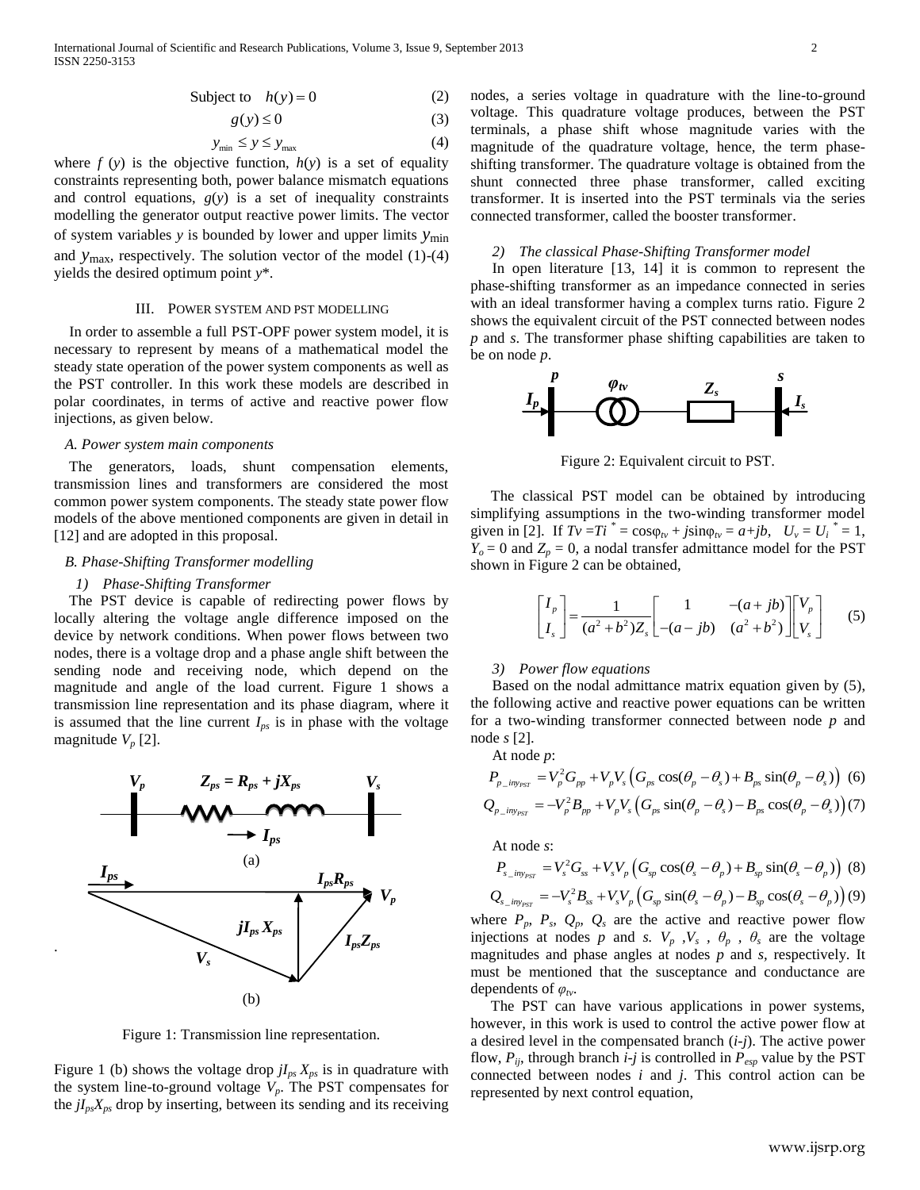$$\text{Subject to} \quad h(y) = 0 \tag{2}$$

$$g(y) \leq 0 \tag{3}$$

$$y_{\min} \leq y \leq y_{\max} \tag{4}$$

where $f(y)$ is the objective function, $h(y)$ is a set of equality constraints representing both, power balance mismatch equations and control equations, $g(y)$ is a set of inequality constraints modelling the generator output reactive power limits. The vector of system variables $y$ is bounded by lower and upper limits $y_{\min}$ and $y_{\max}$, respectively. The solution vector of the model (1)-(4) yields the desired optimum point $y^*$.

## III. Power System and PST Modelling

In order to assemble a full PST-OPF power system model, it is necessary to represent by means of a mathematical model the steady state operation of the power system components as well as the PST controller. In this work these models are described in polar coordinates, in terms of active and reactive power flow injections, as given below.

### *A. Power system main components*

The generators, loads, shunt compensation elements, transmission lines and transformers are considered the most common power system components. The steady state power flow models of the above mentioned components are given in detail in [12] and are adopted in this proposal.

### *B. Phase-Shifting Transformer modelling*

#### *1) Phase-Shifting Transformer*

The PST device is capable of redirecting power flows by locally altering the voltage angle difference imposed on the device by network conditions. When power flows between two nodes, there is a voltage drop and a phase angle shift between the sending node and receiving node, which depend on the magnitude and angle of the load current. Figure 1 shows a transmission line representation and its phase diagram, where it is assumed that the line current $I_{ps}$ is in phase with the voltage magnitude $V_p$ [2].

Figure 1: Transmission line representation.

Figure 1 (b) shows the voltage drop $jI_{ps} X_{ps}$ is in quadrature with the system line-to-ground voltage $V_p$. The PST compensates for the $jI_{ps}X_{ps}$ drop by inserting, between its sending and its receiving nodes, a series voltage in quadrature with the line-to-ground voltage. This quadrature voltage produces, between the PST terminals, a phase shift whose magnitude varies with the magnitude of the quadrature voltage, hence, the term phase-shifting transformer. The quadrature voltage is obtained from the shunt connected three phase transformer, called exciting transformer. It is inserted into the PST terminals via the series connected transformer, called the booster transformer.

#### *2) The classical Phase-Shifting Transformer model*

In open literature [13, 14] it is common to represent the phase-shifting transformer as an impedance connected in series with an ideal transformer having a complex turns ratio. Figure 2 shows the equivalent circuit of the PST connected between nodes $p$ and $s$. The transformer phase shifting capabilities are taken to be on node $p$.

Figure 2: Equivalent circuit to PST.

The classical PST model can be obtained by introducing simplifying assumptions in the two-winding transformer model given in [2]. If $Tv = Ti^* = \cos\varphi_{tv} + j\sin\varphi_{tv} = a+jb$, $U_v = U_i^* = 1$, $Y_o = 0$ and $Z_p = 0$, a nodal transfer admittance model for the PST shown in Figure 2 can be obtained,

$$\begin{bmatrix} I_p \\ I_s \end{bmatrix} = \frac{1}{(a^2+b^2)Z_s} \begin{bmatrix} 1 & -(a+jb) \\ -(a-jb) & (a^2+b^2) \end{bmatrix} \begin{bmatrix} V_p \\ V_s \end{bmatrix} \tag{5}$$

#### *3) Power flow equations*

Based on the nodal admittance matrix equation given by (5), the following active and reactive power equations can be written for a two-winding transformer connected between node $p$ and node $s$ [2].

At node $p$:

$$P_{p\_iny_{PST}} = V_p^2 G_{pp} + V_p V_s \left( G_{ps}\cos(\theta_p - \theta_s) + B_{ps}\sin(\theta_p - \theta_s) \right) \tag{6}$$

$$Q_{p\_iny_{PST}} = -V_p^2 B_{pp} + V_p V_s \left( G_{ps}\sin(\theta_p - \theta_s) - B_{ps}\cos(\theta_p - \theta_s) \right) \tag{7}$$

At node $s$:

$$P_{s\_iny_{PST}} = V_s^2 G_{ss} + V_s V_p \left( G_{sp}\cos(\theta_s - \theta_p) + B_{sp}\sin(\theta_s - \theta_p) \right) \tag{8}$$

$$Q_{s\_iny_{PST}} = -V_s^2 B_{ss} + V_s V_p \left( G_{sp}\sin(\theta_s - \theta_p) - B_{sp}\cos(\theta_s - \theta_p) \right) \tag{9}$$

where $P_p$, $P_s$, $Q_p$, $Q_s$ are the active and reactive power flow injections at nodes $p$ and $s$. $V_p$, $V_s$, $\theta_p$, $\theta_s$ are the voltage magnitudes and phase angles at nodes $p$ and $s$, respectively. It must be mentioned that the susceptance and conductance are dependents of $\varphi_{tv}$.

The PST can have various applications in power systems, however, in this work is used to control the active power flow at a desired level in the compensated branch ($i$-$j$). The active power flow, $P_{ij}$, through branch $i$-$j$ is controlled in $P_{esp}$ value by the PST connected between nodes $i$ and $j$. This control action can be represented by next control equation,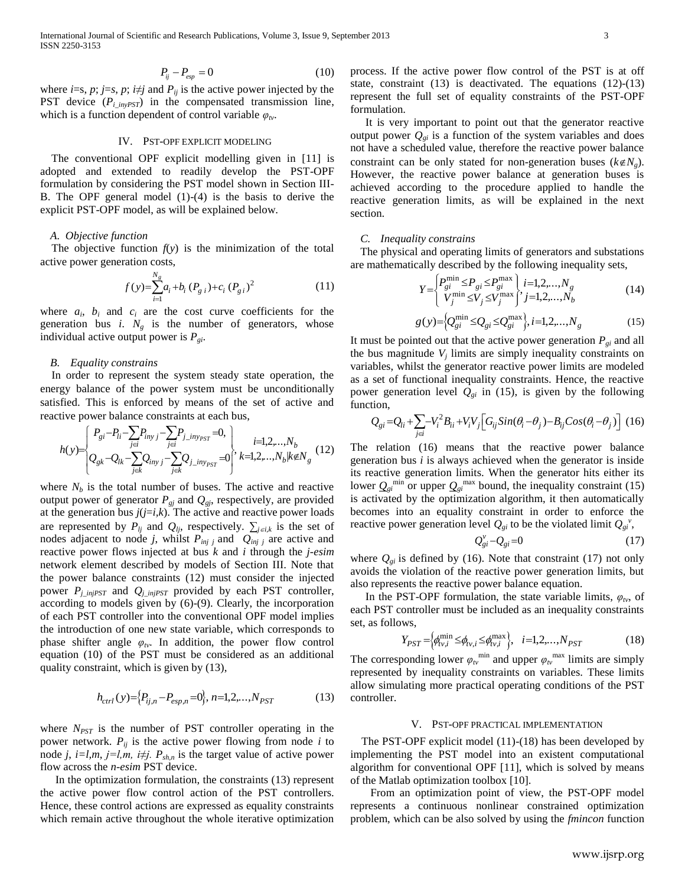$$P_{ij} - P_{esp} = 0 \tag{10}$$

where $i$=s, $p$; $j$=$s$, $p$; $i$≠$j$ and $P_{ij}$ is the active power injected by the PST device ($P_{i\_inyPST}$) in the compensated transmission line, which is a function dependent of control variable $\varphi_{tv}$.

## IV. PST-OPF EXPLICIT MODELING

The conventional OPF explicit modelling given in [11] is adopted and extended to readily develop the PST-OPF formulation by considering the PST model shown in Section III-B. The OPF general model (1)-(4) is the basis to derive the explicit PST-OPF model, as will be explained below.

### *A. Objective function*

The objective function $f(y)$ is the minimization of the total active power generation costs,

$$f(y) = \sum_{i=1}^{N_g} a_i + b_i\,(P_{g\,i}) + c_i\,(P_{g\,i})^2 \tag{11}$$

where $a_i$, $b_i$ and $c_i$ are the cost curve coefficients for the generation bus $i$. $N_g$ is the number of generators, whose individual active output power is $P_{gi}$.

### *B. Equality constrains*

In order to represent the system steady state operation, the energy balance of the power system must be unconditionally satisfied. This is enforced by means of the set of active and reactive power balance constraints at each bus,

$$h(y) = \begin{Bmatrix} P_{gi} - P_{li} - \sum_{j\in i} P_{iny\,j} - \sum_{j\in i} P_{j\_iny_{PST}} = 0, \\ Q_{gk} - Q_{lk} - \sum_{j\in k} Q_{iny\,j} - \sum_{j\in k} Q_{j\_iny_{PST}} = 0 \end{Bmatrix}, \begin{matrix} i = 1,2,\ldots,N_b \\ k = 1,2,\ldots,N_b \vert k \notin N_g \end{matrix} \tag{12}$$

where $N_b$ is the total number of buses. The active and reactive output power of generator $P_{gj}$ and $Q_{gj}$, respectively, are provided at the generation bus $j$($j$=$i$,$k$). The active and reactive power loads are represented by $P_{lj}$ and $Q_{lj}$, respectively. $\sum_{j\in i,k}$ is the set of nodes adjacent to node $j$, whilst $P_{inj\ j}$ and $Q_{inj\ j}$ are active and reactive power flows injected at bus $k$ and $i$ through the *j-esim* network element described by models of Section III. Note that the power balance constraints (12) must consider the injected power $P_{j\_injPST}$ and $Q_{j\_injPST}$ provided by each PST controller, according to models given by (6)-(9). Clearly, the incorporation of each PST controller into the conventional OPF model implies the introduction of one new state variable, which corresponds to phase shifter angle $\varphi_{tv}$. In addition, the power flow control equation (10) of the PST must be considered as an additional quality constraint, which is given by (13),

$$h_{ctrl}(y) = \left\{ P_{ij,n} - P_{esp,n} = 0 \right\},\; n = 1,2,\ldots,N_{PST} \tag{13}$$

where $N_{PST}$ is the number of PST controller operating in the power network. $P_{ij}$ is the active power flowing from node $i$ to node $j$, $i$=$l$,$m$, $j$=$l$,$m$, $i$≠$j$. $P_{sh,n}$ is the target value of active power flow across the *n-esim* PST device.

In the optimization formulation, the constraints (13) represent the active power flow control action of the PST controllers. Hence, these control actions are expressed as equality constraints which remain active throughout the whole iterative optimization process. If the active power flow control of the PST is at off state, constraint (13) is deactivated. The equations (12)-(13) represent the full set of equality constraints of the PST-OPF formulation.

It is very important to point out that the generator reactive output power $Q_{gi}$ is a function of the system variables and does not have a scheduled value, therefore the reactive power balance constraint can be only stated for non-generation buses ($k$∉$N_g$). However, the reactive power balance at generation buses is achieved according to the procedure applied to handle the reactive generation limits, as will be explained in the next section.

### *C. Inequality constrains*

The physical and operating limits of generators and substations are mathematically described by the following inequality sets,

$$Y = \begin{Bmatrix} P_{gi}^{\min} \le P_{gi} \le P_{gi}^{\max} \\ V_j^{\min} \le V_j \le V_j^{\max} \end{Bmatrix}, \begin{matrix} i = 1,2,\ldots,N_g \\ j = 1,2,\ldots,N_b \end{matrix} \tag{14}$$

$$g(y) = \left\{ Q_{gi}^{\min} \le Q_{gi} \le Q_{gi}^{\max} \right\},\; i = 1,2,\ldots,N_g \tag{15}$$

It must be pointed out that the active power generation $P_{gi}$ and all the bus magnitude $V_j$ limits are simply inequality constraints on variables, whilst the generator reactive power limits are modeled as a set of functional inequality constraints. Hence, the reactive power generation level $Q_{gi}$ in (15), is given by the following function,

$$Q_{gi} = Q_{li} + \sum_{j\in i} -V_i^2 B_{ii} + V_i V_j \left[ G_{ij} Sin(\theta_i - \theta_j) - B_{ij} Cos(\theta_i - \theta_j) \right] \tag{16}$$

The relation (16) means that the reactive power balance generation bus $i$ is always achieved when the generator is inside its reactive generation limits. When the generator hits either its lower $Q_{gi}^{\min}$ or upper $Q_{gi}^{\max}$ bound, the inequality constraint (15) is activated by the optimization algorithm, it then automatically becomes into an equality constraint in order to enforce the reactive power generation level $Q_{gi}$ to be the violated limit $Q_{gi}^{v}$,

$$Q_{gi}^{v} - Q_{gi} = 0 \tag{17}$$

where $Q_{gi}$ is defined by (16). Note that constraint (17) not only avoids the violation of the reactive power generation limits, but also represents the reactive power balance equation.

In the PST-OPF formulation, the state variable limits, $\varphi_{tv}$, of each PST controller must be included as an inequality constraints set, as follows,

$$Y_{PST} = \left\{ \phi_{tv,i}^{\min} \le \phi_{tv,i} \le \phi_{tv,i}^{\max} \right\},\quad i = 1,2,\ldots,N_{PST} \tag{18}$$

The corresponding lower $\varphi_{tv}^{\min}$ and upper $\varphi_{tv}^{\max}$ limits are simply represented by inequality constraints on variables. These limits allow simulating more practical operating conditions of the PST controller.

## V. PST-OPF PRACTICAL IMPLEMENTATION

The PST-OPF explicit model (11)-(18) has been developed by implementing the PST model into an existent computational algorithm for conventional OPF [11], which is solved by means of the Matlab optimization toolbox [10].

From an optimization point of view, the PST-OPF model represents a continuous nonlinear constrained optimization problem, which can be also solved by using the *fmincon* function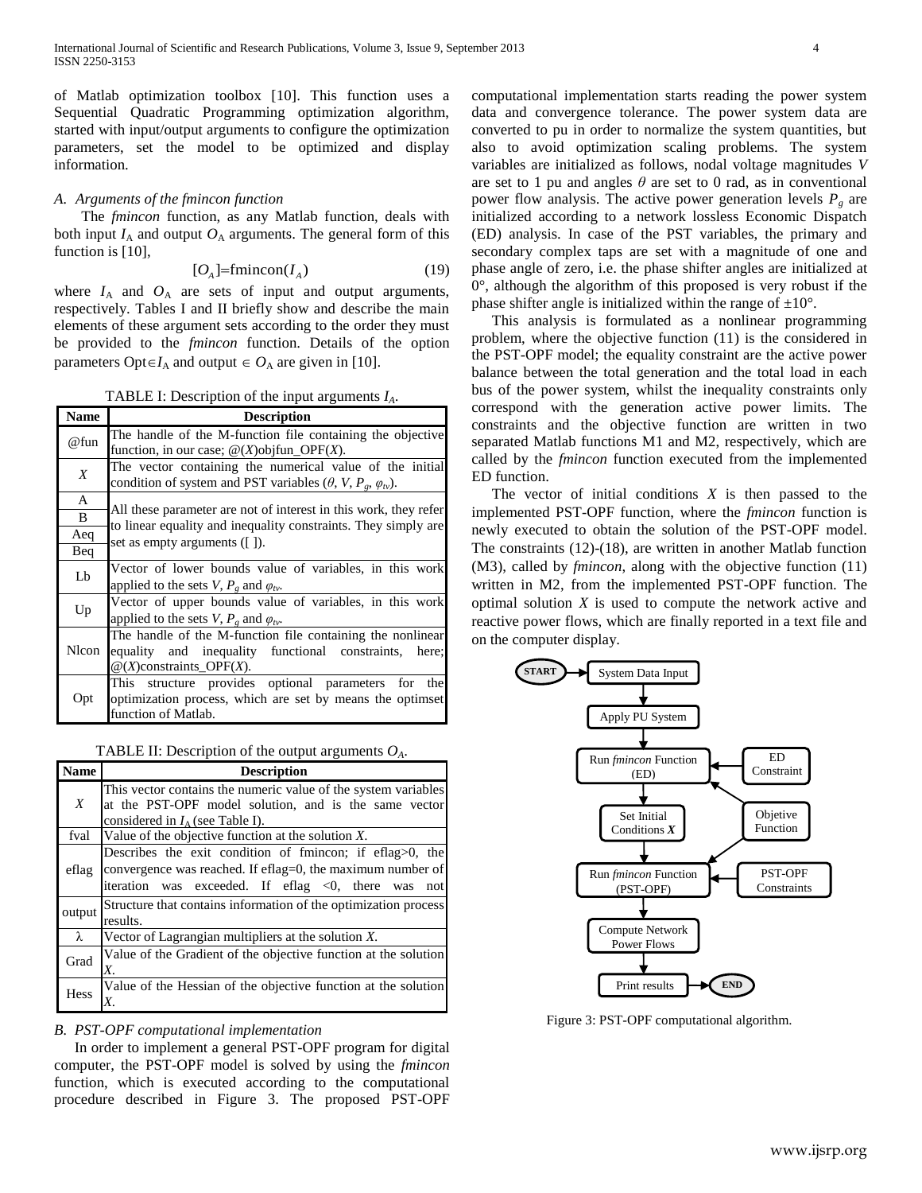of Matlab optimization toolbox [10]. This function uses a Sequential Quadratic Programming optimization algorithm, started with input/output arguments to configure the optimization parameters, set the model to be optimized and display information.

### *A. Arguments of the fmincon function*

The *fmincon* function, as any Matlab function, deals with both input $I_A$ and output $O_A$ arguments. The general form of this function is [10],

$$[O_A]=\text{fmincon}(I_A) \tag{19}$$

where $I_A$ and $O_A$ are sets of input and output arguments, respectively. Tables I and II briefly show and describe the main elements of these argument sets according to the order they must be provided to the *fmincon* function. Details of the option parameters $\text{Opt}\in I_A$ and output $\in O_A$ are given in [10].

TABLE I: Description of the input arguments $I_A$.

| Name | Description |
|---|---|
| @fun | The handle of the M-function file containing the objective function, in our case; @($X$)objfun_OPF($X$). |
| $X$ | The vector containing the numerical value of the initial condition of system and PST variables ($\theta$, $V$, $P_g$, $\varphi_{tv}$). |
| A | All these parameter are not of interest in this work, they refer to linear equality and inequality constraints. They simply are set as empty arguments ([ ]). |
| B | |
| Aeq | |
| Beq | |
| Lb | Vector of lower bounds value of variables, in this work applied to the sets $V$, $P_g$ and $\varphi_{tv}$. |
| Up | Vector of upper bounds value of variables, in this work applied to the sets $V$, $P_g$ and $\varphi_{tv}$. |
| Nlcon | The handle of the M-function file containing the nonlinear equality and inequality functional constraints, here; @($X$)constraints_OPF($X$). |
| Opt | This structure provides optional parameters for the optimization process, which are set by means the optimset function of Matlab. |

TABLE II: Description of the output arguments $O_A$.

| Name | Description |
|---|---|
| $X$ | This vector contains the numeric value of the system variables at the PST-OPF model solution, and is the same vector considered in $I_A$ (see Table I). |
| fval | Value of the objective function at the solution $X$. |
| eflag | Describes the exit condition of fmincon; if eflag>0, the convergence was reached. If eflag=0, the maximum number of iteration was exceeded. If eflag <0, there was not |
| output | Structure that contains information of the optimization process results. |
| λ | Vector of Lagrangian multipliers at the solution $X$. |
| Grad | Value of the Gradient of the objective function at the solution $X$. |
| Hess | Value of the Hessian of the objective function at the solution $X$. |

### *B. PST-OPF computational implementation*

In order to implement a general PST-OPF program for digital computer, the PST-OPF model is solved by using the *fmincon* function, which is executed according to the computational procedure described in Figure 3. The proposed PST-OPF computational implementation starts reading the power system data and convergence tolerance. The power system data are converted to pu in order to normalize the system quantities, but also to avoid optimization scaling problems. The system variables are initialized as follows, nodal voltage magnitudes $V$ are set to 1 pu and angles $\theta$ are set to 0 rad, as in conventional power flow analysis. The active power generation levels $P_g$ are initialized according to a network lossless Economic Dispatch (ED) analysis. In case of the PST variables, the primary and secondary complex taps are set with a magnitude of one and phase angle of zero, i.e. the phase shifter angles are initialized at 0°, although the algorithm of this proposed is very robust if the phase shifter angle is initialized within the range of ±10°.

This analysis is formulated as a nonlinear programming problem, where the objective function (11) is the considered in the PST-OPF model; the equality constraint are the active power balance between the total generation and the total load in each bus of the power system, whilst the inequality constraints only correspond with the generation active power limits. The constraints and the objective function are written in two separated Matlab functions M1 and M2, respectively, which are called by the *fmincon* function executed from the implemented ED function.

The vector of initial conditions $X$ is then passed to the implemented PST-OPF function, where the *fmincon* function is newly executed to obtain the solution of the PST-OPF model. The constraints (12)-(18), are written in another Matlab function (M3), called by *fmincon*, along with the objective function (11) written in M2, from the implemented PST-OPF function. The optimal solution $X$ is used to compute the network active and reactive power flows, which are finally reported in a text file and on the computer display.

Figure 3: PST-OPF computational algorithm.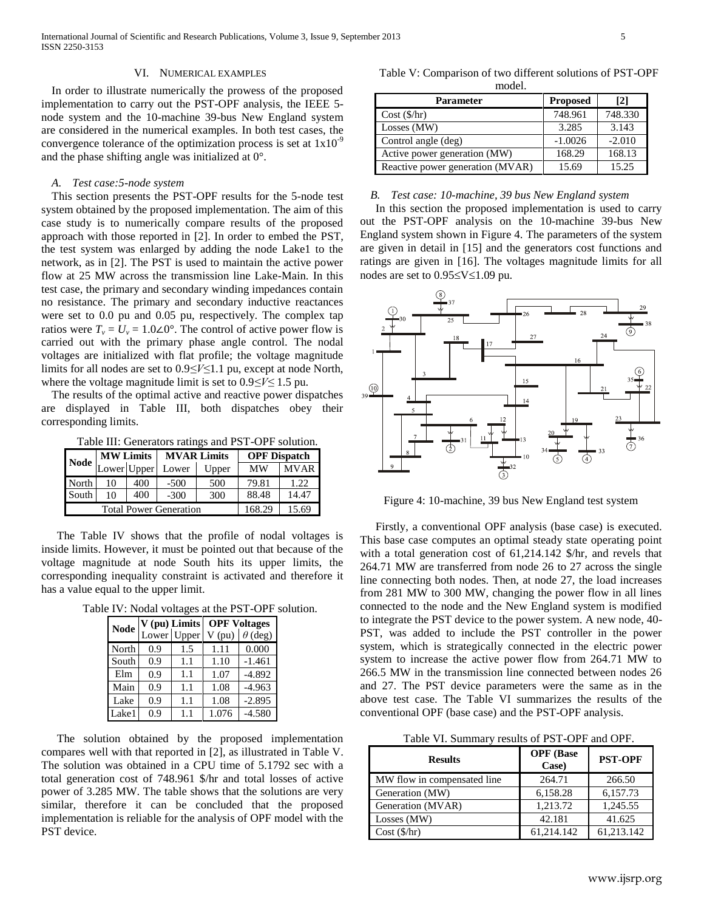## VI. NUMERICAL EXAMPLES

In order to illustrate numerically the prowess of the proposed implementation to carry out the PST-OPF analysis, the IEEE 5-node system and the 10-machine 39-bus New England system are considered in the numerical examples. In both test cases, the convergence tolerance of the optimization process is set at $1x10^{-9}$ and the phase shifting angle was initialized at 0°.

### *A. Test case:5-node system*

This section presents the PST-OPF results for the 5-node test system obtained by the proposed implementation. The aim of this case study is to numerically compare results of the proposed approach with those reported in [2]. In order to embed the PST, the test system was enlarged by adding the node Lake1 to the network, as in [2]. The PST is used to maintain the active power flow at 25 MW across the transmission line Lake-Main. In this test case, the primary and secondary winding impedances contain no resistance. The primary and secondary inductive reactances were set to 0.0 pu and 0.05 pu, respectively. The complex tap ratios were $T_v = U_v = 1.0\angle 0°$. The control of active power flow is carried out with the primary phase angle control. The nodal voltages are initialized with flat profile; the voltage magnitude limits for all nodes are set to $0.9 \le V \le 1.1$ pu, except at node North, where the voltage magnitude limit is set to $0.9 \le V \le 1.5$ pu.

The results of the optimal active and reactive power dispatches are displayed in Table III, both dispatches obey their corresponding limits.

Table III: Generators ratings and PST-OPF solution.

| Node | MW Limits | | MVAR Limits | | OPF Dispatch | |
|---|---|---|---|---|---|---|
| | Lower | Upper | Lower | Upper | MW | MVAR |
| North | 10 | 400 | -500 | 500 | 79.81 | 1.22 |
| South | 10 | 400 | -300 | 300 | 88.48 | 14.47 |
| Total Power Generation | | | | | 168.29 | 15.69 |

The Table IV shows that the profile of nodal voltages is inside limits. However, it must be pointed out that because of the voltage magnitude at node South hits its upper limits, the corresponding inequality constraint is activated and therefore it has a value equal to the upper limit.

Table IV: Nodal voltages at the PST-OPF solution.

| Node | V (pu) Limits | | OPF Voltages | |
|---|---|---|---|---|
| | Lower | Upper | V (pu) | $\theta$ (deg) |
| North | 0.9 | 1.5 | 1.11 | 0.000 |
| South | 0.9 | 1.1 | 1.10 | -1.461 |
| Elm | 0.9 | 1.1 | 1.07 | -4.892 |
| Main | 0.9 | 1.1 | 1.08 | -4.963 |
| Lake | 0.9 | 1.1 | 1.08 | -2.895 |
| Lake1 | 0.9 | 1.1 | 1.076 | -4.580 |

The solution obtained by the proposed implementation compares well with that reported in [2], as illustrated in Table V. The solution was obtained in a CPU time of 5.1792 sec with a total generation cost of 748.961 \$/hr and total losses of active power of 3.285 MW. The table shows that the solutions are very similar, therefore it can be concluded that the proposed implementation is reliable for the analysis of OPF model with the PST device.

Table V: Comparison of two different solutions of PST-OPF model.

| Parameter | Proposed | [2] |
|---|---|---|
| Cost (\$/hr) | 748.961 | 748.330 |
| Losses (MW) | 3.285 | 3.143 |
| Control angle (deg) | -1.0026 | -2.010 |
| Active power generation (MW) | 168.29 | 168.13 |
| Reactive power generation (MVAR) | 15.69 | 15.25 |

### *B. Test case: 10-machine, 39 bus New England system*

In this section the proposed implementation is used to carry out the PST-OPF analysis on the 10-machine 39-bus New England system shown in Figure 4. The parameters of the system are given in detail in [15] and the generators cost functions and ratings are given in [16]. The voltages magnitude limits for all nodes are set to $0.95 \le V \le 1.09$ pu.

Figure 4: 10-machine, 39 bus New England test system

Firstly, a conventional OPF analysis (base case) is executed. This base case computes an optimal steady state operating point with a total generation cost of 61,214.142 \$/hr, and revels that 264.71 MW are transferred from node 26 to 27 across the single line connecting both nodes. Then, at node 27, the load increases from 281 MW to 300 MW, changing the power flow in all lines connected to the node and the New England system is modified to integrate the PST device to the power system. A new node, 40-PST, was added to include the PST controller in the power system, which is strategically connected in the electric power system to increase the active power flow from 264.71 MW to 266.5 MW in the transmission line connected between nodes 26 and 27. The PST device parameters were the same as in the above test case. The Table VI summarizes the results of the conventional OPF (base case) and the PST-OPF analysis.

Table VI. Summary results of PST-OPF and OPF.

| Results | OPF (Base Case) | PST-OPF |
|---|---|---|
| MW flow in compensated line | 264.71 | 266.50 |
| Generation (MW) | 6,158.28 | 6,157.73 |
| Generation (MVAR) | 1,213.72 | 1,245.55 |
| Losses (MW) | 42.181 | 41.625 |
| Cost (\$/hr) | 61,214.142 | 61,213.142 |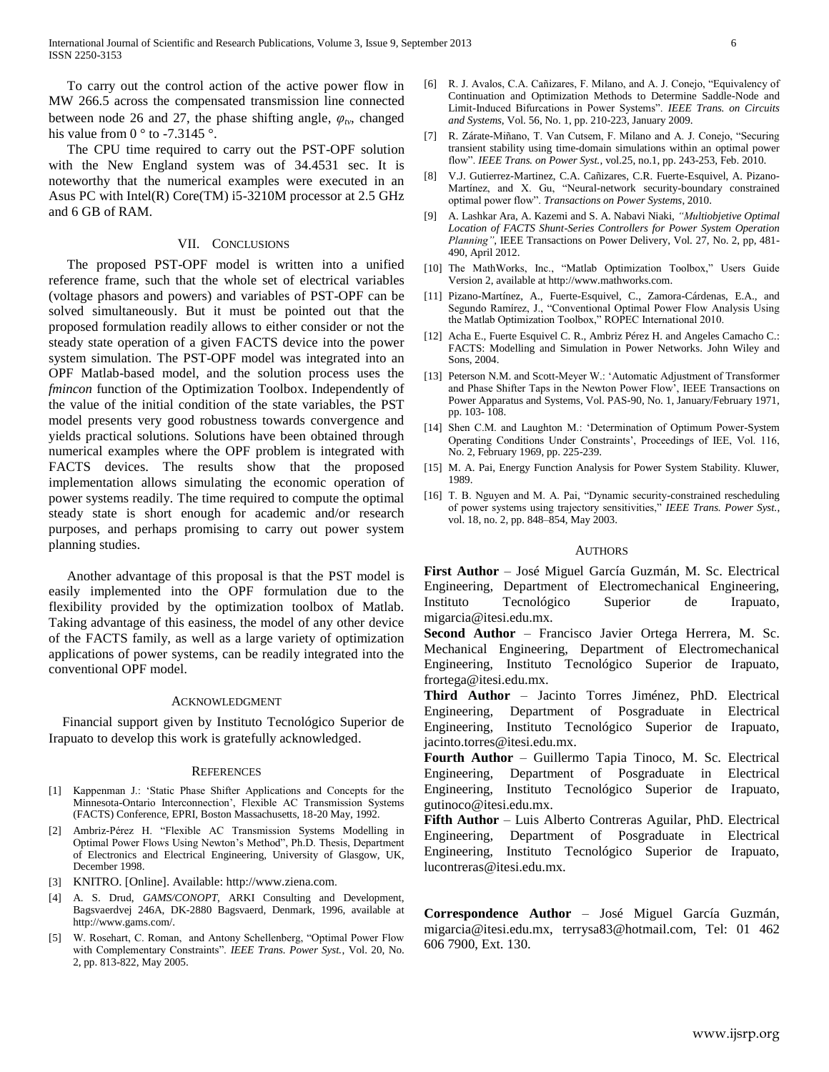To carry out the control action of the active power flow in MW 266.5 across the compensated transmission line connected between node 26 and 27, the phase shifting angle, $\varphi_{tv}$, changed his value from 0 ° to -7.3145 °.

The CPU time required to carry out the PST-OPF solution with the New England system was of 34.4531 sec. It is noteworthy that the numerical examples were executed in an Asus PC with Intel(R) Core(TM) i5-3210M processor at 2.5 GHz and 6 GB of RAM.

## VII. Conclusions

The proposed PST-OPF model is written into a unified reference frame, such that the whole set of electrical variables (voltage phasors and powers) and variables of PST-OPF can be solved simultaneously. But it must be pointed out that the proposed formulation readily allows to either consider or not the steady state operation of a given FACTS device into the power system simulation. The PST-OPF model was integrated into an OPF Matlab-based model, and the solution process uses the *fmincon* function of the Optimization Toolbox. Independently of the value of the initial condition of the state variables, the PST model presents very good robustness towards convergence and yields practical solutions. Solutions have been obtained through numerical examples where the OPF problem is integrated with FACTS devices. The results show that the proposed implementation allows simulating the economic operation of power systems readily. The time required to compute the optimal steady state is short enough for academic and/or research purposes, and perhaps promising to carry out power system planning studies.

Another advantage of this proposal is that the PST model is easily implemented into the OPF formulation due to the flexibility provided by the optimization toolbox of Matlab. Taking advantage of this easiness, the model of any other device of the FACTS family, as well as a large variety of optimization applications of power systems, can be readily integrated into the conventional OPF model.

## Acknowledgment

Financial support given by Instituto Tecnológico Superior de Irapuato to develop this work is gratefully acknowledged.

## References

[1] Kappenman J.: 'Static Phase Shifter Applications and Concepts for the Minnesota-Ontario Interconnection', Flexible AC Transmission Systems (FACTS) Conference, EPRI, Boston Massachusetts, 18-20 May, 1992.

[2] Ambriz-Pérez H. "Flexible AC Transmission Systems Modelling in Optimal Power Flows Using Newton's Method", Ph.D. Thesis, Department of Electronics and Electrical Engineering, University of Glasgow, UK, December 1998.

[3] KNITRO. [Online]. Available: http://www.ziena.com.

[4] A. S. Drud, *GAMS/CONOPT*, ARKI Consulting and Development, Bagsvaerdvej 246A, DK-2880 Bagsvaerd, Denmark, 1996, available at http://www.gams.com/.

[5] W. Rosehart, C. Roman, and Antony Schellenberg, "Optimal Power Flow with Complementary Constraints". *IEEE Trans. Power Syst.*, Vol. 20, No. 2, pp. 813-822, May 2005.

[6] R. J. Avalos, C.A. Cañizares, F. Milano, and A. J. Conejo, "Equivalency of Continuation and Optimization Methods to Determine Saddle-Node and Limit-Induced Bifurcations in Power Systems". *IEEE Trans. on Circuits and Systems*, Vol. 56, No. 1, pp. 210-223, January 2009.

[7] R. Zárate-Miñano, T. Van Cutsem, F. Milano and A. J. Conejo, "Securing transient stability using time-domain simulations within an optimal power flow". *IEEE Trans. on Power Syst.*, vol.25, no.1, pp. 243-253, Feb. 2010.

[8] V.J. Gutierrez-Martinez, C.A. Cañizares, C.R. Fuerte-Esquivel, A. Pizano-Martínez, and X. Gu, "Neural-network security-boundary constrained optimal power flow". *Transactions on Power Systems*, 2010.

[9] A. Lashkar Ara, A. Kazemi and S. A. Nabavi Niaki, *"Multiobjetive Optimal Location of FACTS Shunt-Series Controllers for Power System Operation Planning"*, IEEE Transactions on Power Delivery, Vol. 27, No. 2, pp, 481-490, April 2012.

[10] The MathWorks, Inc., "Matlab Optimization Toolbox," Users Guide Version 2, available at http://www.mathworks.com.

[11] Pizano-Martínez, A., Fuerte-Esquivel, C., Zamora-Cárdenas, E.A., and Segundo Ramírez, J., "Conventional Optimal Power Flow Analysis Using the Matlab Optimization Toolbox," ROPEC International 2010.

[12] Acha E., Fuerte Esquivel C. R., Ambriz Pérez H. and Angeles Camacho C.: FACTS: Modelling and Simulation in Power Networks. John Wiley and Sons, 2004.

[13] Peterson N.M. and Scott-Meyer W.: 'Automatic Adjustment of Transformer and Phase Shifter Taps in the Newton Power Flow', IEEE Transactions on Power Apparatus and Systems, Vol. PAS-90, No. 1, January/February 1971, pp. 103- 108.

[14] Shen C.M. and Laughton M.: 'Determination of Optimum Power-System Operating Conditions Under Constraints', Proceedings of IEE, Vol. 116, No. 2, February 1969, pp. 225-239.

[15] M. A. Pai, Energy Function Analysis for Power System Stability. Kluwer, 1989.

[16] T. B. Nguyen and M. A. Pai, "Dynamic security-constrained rescheduling of power systems using trajectory sensitivities," *IEEE Trans. Power Syst.*, vol. 18, no. 2, pp. 848–854, May 2003.

## Authors

**First Author** – José Miguel García Guzmán, M. Sc. Electrical Engineering, Department of Electromechanical Engineering, Instituto Tecnológico Superior de Irapuato, migarcia@itesi.edu.mx.

**Second Author** – Francisco Javier Ortega Herrera, M. Sc. Mechanical Engineering, Department of Electromechanical Engineering, Instituto Tecnológico Superior de Irapuato, frortega@itesi.edu.mx.

**Third Author** – Jacinto Torres Jiménez, PhD. Electrical Engineering, Department of Posgraduate in Electrical Engineering, Instituto Tecnológico Superior de Irapuato, jacinto.torres@itesi.edu.mx.

**Fourth Author** – Guillermo Tapia Tinoco, M. Sc. Electrical Engineering, Department of Posgraduate in Electrical Engineering, Instituto Tecnológico Superior de Irapuato, gutinoco@itesi.edu.mx.

**Fifth Author** – Luis Alberto Contreras Aguilar, PhD. Electrical Engineering, Department of Posgraduate in Electrical Engineering, Instituto Tecnológico Superior de Irapuato, lucontreras@itesi.edu.mx.

**Correspondence Author** – José Miguel García Guzmán, migarcia@itesi.edu.mx, terrysa83@hotmail.com, Tel: 01 462 606 7900, Ext. 130.